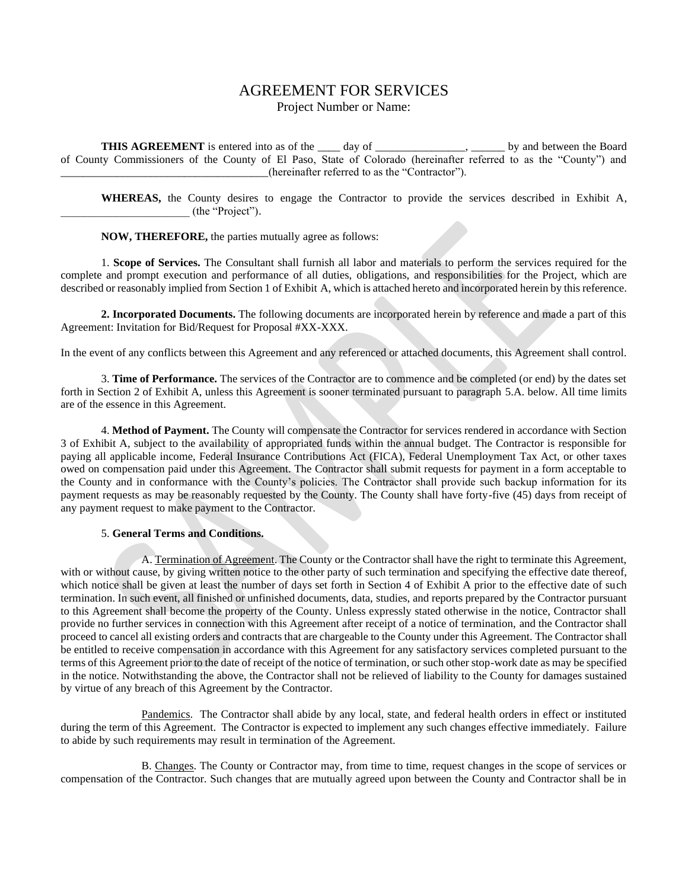# AGREEMENT FOR SERVICES

Project Number or Name:

**THIS AGREEMENT** is entered into as of the ____ day of ________________, ______ by and between the Board of County Commissioners of the County of El Paso, State of Colorado (hereinafter referred to as the "County") and ____________________________________(hereinafter referred to as the "Contractor").

**WHEREAS,** the County desires to engage the Contractor to provide the services described in Exhibit A, _______________________ (the "Project").

**NOW, THEREFORE,** the parties mutually agree as follows:

1. **Scope of Services.** The Consultant shall furnish all labor and materials to perform the services required for the complete and prompt execution and performance of all duties, obligations, and responsibilities for the Project, which are described or reasonably implied from Section 1 of Exhibit A, which is attached hereto and incorporated herein by this reference.

**2. Incorporated Documents.** The following documents are incorporated herein by reference and made a part of this Agreement: Invitation for Bid/Request for Proposal #XX-XXX.

In the event of any conflicts between this Agreement and any referenced or attached documents, this Agreement shall control.

3. **Time of Performance.** The services of the Contractor are to commence and be completed (or end) by the dates set forth in Section 2 of Exhibit A, unless this Agreement is sooner terminated pursuant to paragraph 5.A. below. All time limits are of the essence in this Agreement.

4. **Method of Payment.** The County will compensate the Contractor for services rendered in accordance with Section 3 of Exhibit A, subject to the availability of appropriated funds within the annual budget. The Contractor is responsible for paying all applicable income, Federal Insurance Contributions Act (FICA), Federal Unemployment Tax Act, or other taxes owed on compensation paid under this Agreement. The Contractor shall submit requests for payment in a form acceptable to the County and in conformance with the County's policies. The Contractor shall provide such backup information for its payment requests as may be reasonably requested by the County. The County shall have forty-five (45) days from receipt of any payment request to make payment to the Contractor.

5. **General Terms and Conditions.**

A. Termination of Agreement. The County or the Contractor shall have the right to terminate this Agreement, with or without cause, by giving written notice to the other party of such termination and specifying the effective date thereof, which notice shall be given at least the number of days set forth in Section 4 of Exhibit A prior to the effective date of such termination. In such event, all finished or unfinished documents, data, studies, and reports prepared by the Contractor pursuant to this Agreement shall become the property of the County. Unless expressly stated otherwise in the notice, Contractor shall provide no further services in connection with this Agreement after receipt of a notice of termination, and the Contractor shall proceed to cancel all existing orders and contracts that are chargeable to the County under this Agreement. The Contractor shall be entitled to receive compensation in accordance with this Agreement for any satisfactory services completed pursuant to the terms of this Agreement prior to the date of receipt of the notice of termination, or such other stop-work date as may be specified in the notice. Notwithstanding the above, the Contractor shall not be relieved of liability to the County for damages sustained by virtue of any breach of this Agreement by the Contractor.

Pandemics. The Contractor shall abide by any local, state, and federal health orders in effect or instituted during the term of this Agreement. The Contractor is expected to implement any such changes effective immediately. Failure to abide by such requirements may result in termination of the Agreement.

B. Changes. The County or Contractor may, from time to time, request changes in the scope of services or compensation of the Contractor. Such changes that are mutually agreed upon between the County and Contractor shall be in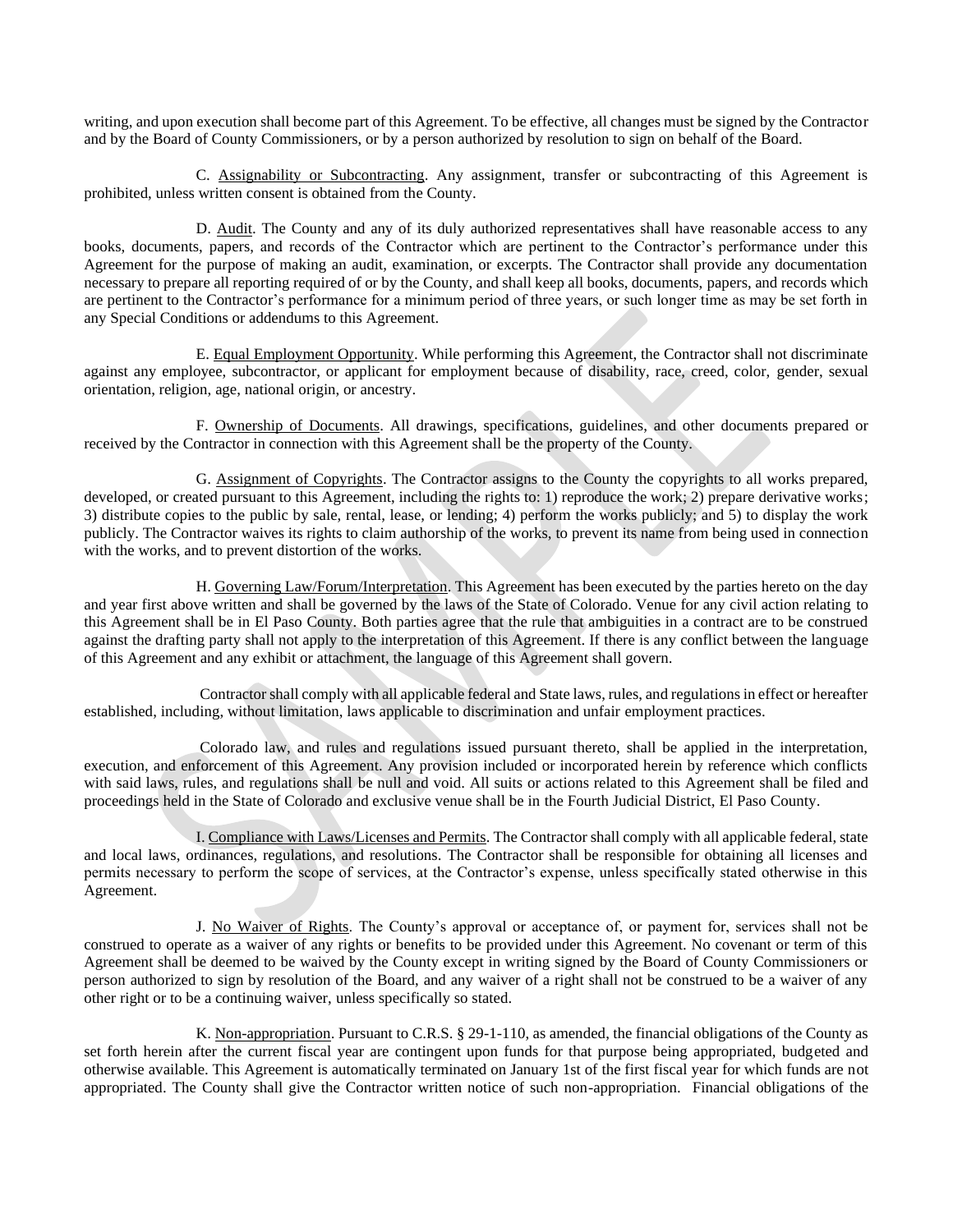writing, and upon execution shall become part of this Agreement. To be effective, all changes must be signed by the Contractor and by the Board of County Commissioners, or by a person authorized by resolution to sign on behalf of the Board.

C. Assignability or Subcontracting. Any assignment, transfer or subcontracting of this Agreement is prohibited, unless written consent is obtained from the County.

D. Audit. The County and any of its duly authorized representatives shall have reasonable access to any books, documents, papers, and records of the Contractor which are pertinent to the Contractor's performance under this Agreement for the purpose of making an audit, examination, or excerpts. The Contractor shall provide any documentation necessary to prepare all reporting required of or by the County, and shall keep all books, documents, papers, and records which are pertinent to the Contractor's performance for a minimum period of three years, or such longer time as may be set forth in any Special Conditions or addendums to this Agreement.

E. Equal Employment Opportunity. While performing this Agreement, the Contractor shall not discriminate against any employee, subcontractor, or applicant for employment because of disability, race, creed, color, gender, sexual orientation, religion, age, national origin, or ancestry.

F. Ownership of Documents. All drawings, specifications, guidelines, and other documents prepared or received by the Contractor in connection with this Agreement shall be the property of the County.

G. Assignment of Copyrights. The Contractor assigns to the County the copyrights to all works prepared, developed, or created pursuant to this Agreement, including the rights to: 1) reproduce the work; 2) prepare derivative works; 3) distribute copies to the public by sale, rental, lease, or lending; 4) perform the works publicly; and 5) to display the work publicly. The Contractor waives its rights to claim authorship of the works, to prevent its name from being used in connection with the works, and to prevent distortion of the works.

H. Governing Law/Forum/Interpretation. This Agreement has been executed by the parties hereto on the day and year first above written and shall be governed by the laws of the State of Colorado. Venue for any civil action relating to this Agreement shall be in El Paso County. Both parties agree that the rule that ambiguities in a contract are to be construed against the drafting party shall not apply to the interpretation of this Agreement. If there is any conflict between the language of this Agreement and any exhibit or attachment, the language of this Agreement shall govern.

Contractor shall comply with all applicable federal and State laws, rules, and regulations in effect or hereafter established, including, without limitation, laws applicable to discrimination and unfair employment practices.

Colorado law, and rules and regulations issued pursuant thereto, shall be applied in the interpretation, execution, and enforcement of this Agreement. Any provision included or incorporated herein by reference which conflicts with said laws, rules, and regulations shall be null and void. All suits or actions related to this Agreement shall be filed and proceedings held in the State of Colorado and exclusive venue shall be in the Fourth Judicial District, El Paso County.

I. Compliance with Laws/Licenses and Permits. The Contractor shall comply with all applicable federal, state and local laws, ordinances, regulations, and resolutions. The Contractor shall be responsible for obtaining all licenses and permits necessary to perform the scope of services, at the Contractor's expense, unless specifically stated otherwise in this Agreement.

J. No Waiver of Rights. The County's approval or acceptance of, or payment for, services shall not be construed to operate as a waiver of any rights or benefits to be provided under this Agreement. No covenant or term of this Agreement shall be deemed to be waived by the County except in writing signed by the Board of County Commissioners or person authorized to sign by resolution of the Board, and any waiver of a right shall not be construed to be a waiver of any other right or to be a continuing waiver, unless specifically so stated.

K. Non-appropriation. Pursuant to C.R.S. § 29-1-110, as amended, the financial obligations of the County as set forth herein after the current fiscal year are contingent upon funds for that purpose being appropriated, budgeted and otherwise available. This Agreement is automatically terminated on January 1st of the first fiscal year for which funds are not appropriated. The County shall give the Contractor written notice of such non-appropriation. Financial obligations of the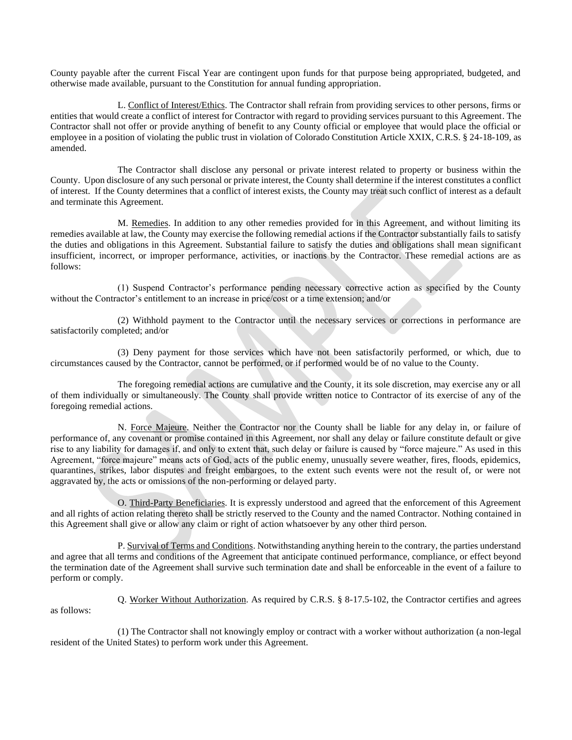County payable after the current Fiscal Year are contingent upon funds for that purpose being appropriated, budgeted, and otherwise made available, pursuant to the Constitution for annual funding appropriation.

L. Conflict of Interest/Ethics. The Contractor shall refrain from providing services to other persons, firms or entities that would create a conflict of interest for Contractor with regard to providing services pursuant to this Agreement. The Contractor shall not offer or provide anything of benefit to any County official or employee that would place the official or employee in a position of violating the public trust in violation of Colorado Constitution Article XXIX, C.R.S. § 24-18-109, as amended.

The Contractor shall disclose any personal or private interest related to property or business within the County. Upon disclosure of any such personal or private interest, the County shall determine if the interest constitutes a conflict of interest. If the County determines that a conflict of interest exists, the County may treat such conflict of interest as a default and terminate this Agreement.

M. Remedies. In addition to any other remedies provided for in this Agreement, and without limiting its remedies available at law, the County may exercise the following remedial actions if the Contractor substantially fails to satisfy the duties and obligations in this Agreement. Substantial failure to satisfy the duties and obligations shall mean significant insufficient, incorrect, or improper performance, activities, or inactions by the Contractor. These remedial actions are as follows:

(1) Suspend Contractor's performance pending necessary corrective action as specified by the County without the Contractor's entitlement to an increase in price/cost or a time extension; and/or

(2) Withhold payment to the Contractor until the necessary services or corrections in performance are satisfactorily completed; and/or

(3) Deny payment for those services which have not been satisfactorily performed, or which, due to circumstances caused by the Contractor, cannot be performed, or if performed would be of no value to the County.

The foregoing remedial actions are cumulative and the County, it its sole discretion, may exercise any or all of them individually or simultaneously. The County shall provide written notice to Contractor of its exercise of any of the foregoing remedial actions.

N. Force Majeure. Neither the Contractor nor the County shall be liable for any delay in, or failure of performance of, any covenant or promise contained in this Agreement, nor shall any delay or failure constitute default or give rise to any liability for damages if, and only to extent that, such delay or failure is caused by "force majeure." As used in this Agreement, "force majeure" means acts of God, acts of the public enemy, unusually severe weather, fires, floods, epidemics, quarantines, strikes, labor disputes and freight embargoes, to the extent such events were not the result of, or were not aggravated by, the acts or omissions of the non-performing or delayed party.

O. Third-Party Beneficiaries. It is expressly understood and agreed that the enforcement of this Agreement and all rights of action relating thereto shall be strictly reserved to the County and the named Contractor. Nothing contained in this Agreement shall give or allow any claim or right of action whatsoever by any other third person.

P. Survival of Terms and Conditions. Notwithstanding anything herein to the contrary, the parties understand and agree that all terms and conditions of the Agreement that anticipate continued performance, compliance, or effect beyond the termination date of the Agreement shall survive such termination date and shall be enforceable in the event of a failure to perform or comply.

Q. Worker Without Authorization. As required by C.R.S. § 8-17.5-102, the Contractor certifies and agrees as follows:

(1) The Contractor shall not knowingly employ or contract with a worker without authorization (a non-legal resident of the United States) to perform work under this Agreement.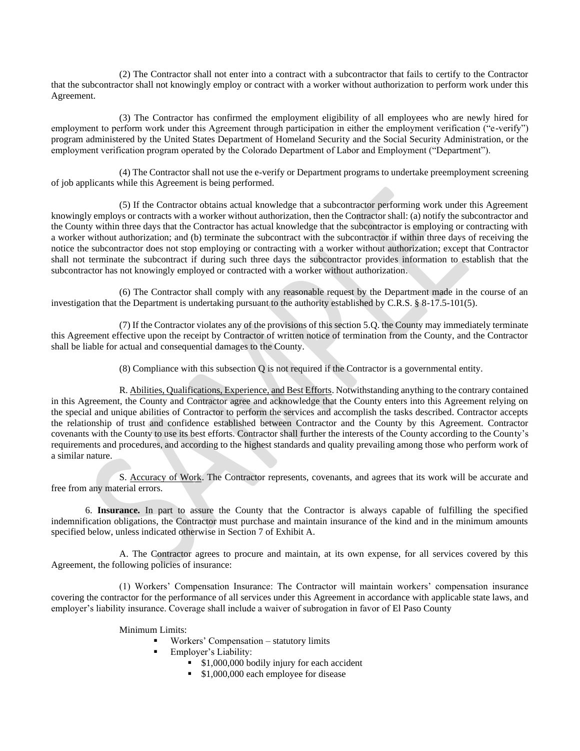(2) The Contractor shall not enter into a contract with a subcontractor that fails to certify to the Contractor that the subcontractor shall not knowingly employ or contract with a worker without authorization to perform work under this Agreement.

(3) The Contractor has confirmed the employment eligibility of all employees who are newly hired for employment to perform work under this Agreement through participation in either the employment verification ("e-verify") program administered by the United States Department of Homeland Security and the Social Security Administration, or the employment verification program operated by the Colorado Department of Labor and Employment ("Department").

(4) The Contractor shall not use the e-verify or Department programs to undertake preemployment screening of job applicants while this Agreement is being performed.

(5) If the Contractor obtains actual knowledge that a subcontractor performing work under this Agreement knowingly employs or contracts with a worker without authorization, then the Contractor shall: (a) notify the subcontractor and the County within three days that the Contractor has actual knowledge that the subcontractor is employing or contracting with a worker without authorization; and (b) terminate the subcontract with the subcontractor if within three days of receiving the notice the subcontractor does not stop employing or contracting with a worker without authorization; except that Contractor shall not terminate the subcontract if during such three days the subcontractor provides information to establish that the subcontractor has not knowingly employed or contracted with a worker without authorization.

(6) The Contractor shall comply with any reasonable request by the Department made in the course of an investigation that the Department is undertaking pursuant to the authority established by C.R.S. § 8-17.5-101(5).

(7) If the Contractor violates any of the provisions of this section 5.Q. the County may immediately terminate this Agreement effective upon the receipt by Contractor of written notice of termination from the County, and the Contractor shall be liable for actual and consequential damages to the County.

(8) Compliance with this subsection Q is not required if the Contractor is a governmental entity.

R. Abilities, Qualifications, Experience, and Best Efforts. Notwithstanding anything to the contrary contained in this Agreement, the County and Contractor agree and acknowledge that the County enters into this Agreement relying on the special and unique abilities of Contractor to perform the services and accomplish the tasks described. Contractor accepts the relationship of trust and confidence established between Contractor and the County by this Agreement. Contractor covenants with the County to use its best efforts. Contractor shall further the interests of the County according to the County's requirements and procedures, and according to the highest standards and quality prevailing among those who perform work of a similar nature.

S. Accuracy of Work. The Contractor represents, covenants, and agrees that its work will be accurate and free from any material errors.

6. **Insurance.** In part to assure the County that the Contractor is always capable of fulfilling the specified indemnification obligations, the Contractor must purchase and maintain insurance of the kind and in the minimum amounts specified below, unless indicated otherwise in Section 7 of Exhibit A.

A. The Contractor agrees to procure and maintain, at its own expense, for all services covered by this Agreement, the following policies of insurance:

(1) Workers' Compensation Insurance: The Contractor will maintain workers' compensation insurance covering the contractor for the performance of all services under this Agreement in accordance with applicable state laws, and employer's liability insurance. Coverage shall include a waiver of subrogation in favor of El Paso County

Minimum Limits:

- Workers' Compensation – statutory limits
- Employer's Liability:
  - $1,000,000 bodily injury for each accident
  - $1,000,000 each employee for disease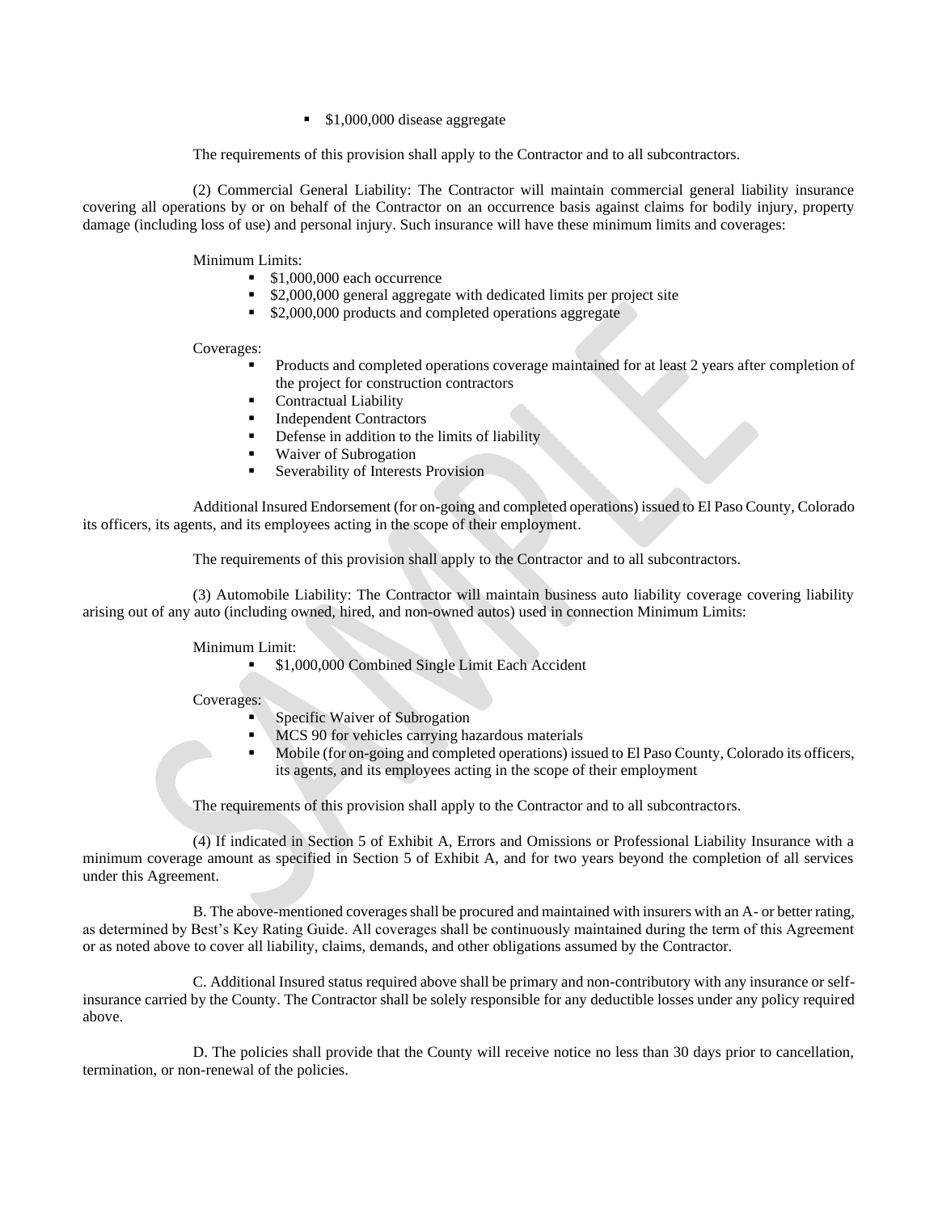- $1,000,000 disease aggregate

The requirements of this provision shall apply to the Contractor and to all subcontractors.

(2) Commercial General Liability: The Contractor will maintain commercial general liability insurance covering all operations by or on behalf of the Contractor on an occurrence basis against claims for bodily injury, property damage (including loss of use) and personal injury. Such insurance will have these minimum limits and coverages:

Minimum Limits:

- $1,000,000 each occurrence
- $2,000,000 general aggregate with dedicated limits per project site
- $2,000,000 products and completed operations aggregate

Coverages:

- Products and completed operations coverage maintained for at least 2 years after completion of the project for construction contractors
- Contractual Liability
- Independent Contractors
- Defense in addition to the limits of liability
- Waiver of Subrogation
- Severability of Interests Provision

Additional Insured Endorsement (for on-going and completed operations) issued to El Paso County, Colorado its officers, its agents, and its employees acting in the scope of their employment.

The requirements of this provision shall apply to the Contractor and to all subcontractors.

(3) Automobile Liability: The Contractor will maintain business auto liability coverage covering liability arising out of any auto (including owned, hired, and non-owned autos) used in connection Minimum Limits:

Minimum Limit:

- $1,000,000 Combined Single Limit Each Accident

Coverages:

- Specific Waiver of Subrogation
- MCS 90 for vehicles carrying hazardous materials
- Mobile (for on-going and completed operations) issued to El Paso County, Colorado its officers, its agents, and its employees acting in the scope of their employment

The requirements of this provision shall apply to the Contractor and to all subcontractors.

(4) If indicated in Section 5 of Exhibit A, Errors and Omissions or Professional Liability Insurance with a minimum coverage amount as specified in Section 5 of Exhibit A, and for two years beyond the completion of all services under this Agreement.

B. The above-mentioned coverages shall be procured and maintained with insurers with an A- or better rating, as determined by Best's Key Rating Guide. All coverages shall be continuously maintained during the term of this Agreement or as noted above to cover all liability, claims, demands, and other obligations assumed by the Contractor.

C. Additional Insured status required above shall be primary and non-contributory with any insurance or self-insurance carried by the County. The Contractor shall be solely responsible for any deductible losses under any policy required above.

D. The policies shall provide that the County will receive notice no less than 30 days prior to cancellation, termination, or non-renewal of the policies.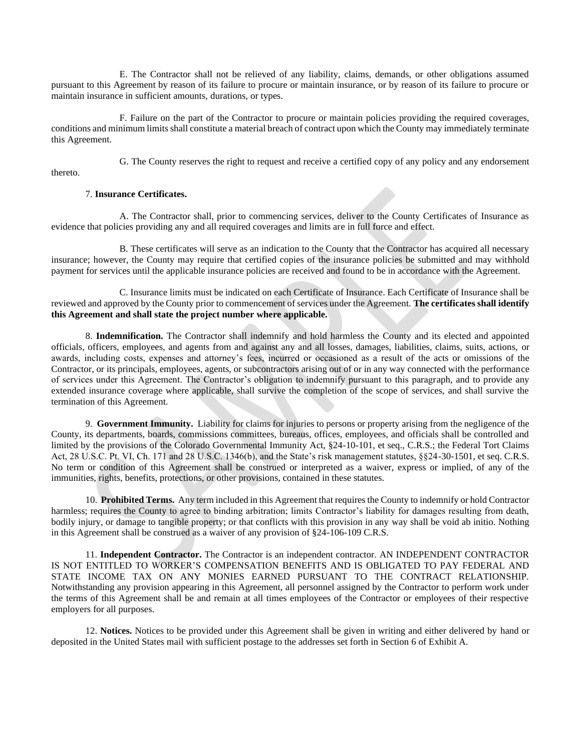E. The Contractor shall not be relieved of any liability, claims, demands, or other obligations assumed pursuant to this Agreement by reason of its failure to procure or maintain insurance, or by reason of its failure to procure or maintain insurance in sufficient amounts, durations, or types.

F. Failure on the part of the Contractor to procure or maintain policies providing the required coverages, conditions and minimum limits shall constitute a material breach of contract upon which the County may immediately terminate this Agreement.

G. The County reserves the right to request and receive a certified copy of any policy and any endorsement thereto.

7. **Insurance Certificates.**

A. The Contractor shall, prior to commencing services, deliver to the County Certificates of Insurance as evidence that policies providing any and all required coverages and limits are in full force and effect.

B. These certificates will serve as an indication to the County that the Contractor has acquired all necessary insurance; however, the County may require that certified copies of the insurance policies be submitted and may withhold payment for services until the applicable insurance policies are received and found to be in accordance with the Agreement.

C. Insurance limits must be indicated on each Certificate of Insurance. Each Certificate of Insurance shall be reviewed and approved by the County prior to commencement of services under the Agreement. **The certificates shall identify this Agreement and shall state the project number where applicable.**

8. **Indemnification.** The Contractor shall indemnify and hold harmless the County and its elected and appointed officials, officers, employees, and agents from and against any and all losses, damages, liabilities, claims, suits, actions, or awards, including costs, expenses and attorney's fees, incurred or occasioned as a result of the acts or omissions of the Contractor, or its principals, employees, agents, or subcontractors arising out of or in any way connected with the performance of services under this Agreement. The Contractor's obligation to indemnify pursuant to this paragraph, and to provide any extended insurance coverage where applicable, shall survive the completion of the scope of services, and shall survive the termination of this Agreement.

9. **Government Immunity.** Liability for claims for injuries to persons or property arising from the negligence of the County, its departments, boards, commissions committees, bureaus, offices, employees, and officials shall be controlled and limited by the provisions of the Colorado Governmental Immunity Act, §24-10-101, et seq., C.R.S.; the Federal Tort Claims Act, 28 U.S.C. Pt. VI, Ch. 171 and 28 U.S.C. 1346(b), and the State's risk management statutes, §§24-30-1501, et seq. C.R.S. No term or condition of this Agreement shall be construed or interpreted as a waiver, express or implied, of any of the immunities, rights, benefits, protections, or other provisions, contained in these statutes.

10. **Prohibited Terms.** Any term included in this Agreement that requires the County to indemnify or hold Contractor harmless; requires the County to agree to binding arbitration; limits Contractor's liability for damages resulting from death, bodily injury, or damage to tangible property; or that conflicts with this provision in any way shall be void ab initio. Nothing in this Agreement shall be construed as a waiver of any provision of §24-106-109 C.R.S.

11. **Independent Contractor.** The Contractor is an independent contractor. AN INDEPENDENT CONTRACTOR IS NOT ENTITLED TO WORKER'S COMPENSATION BENEFITS AND IS OBLIGATED TO PAY FEDERAL AND STATE INCOME TAX ON ANY MONIES EARNED PURSUANT TO THE CONTRACT RELATIONSHIP. Notwithstanding any provision appearing in this Agreement, all personnel assigned by the Contractor to perform work under the terms of this Agreement shall be and remain at all times employees of the Contractor or employees of their respective employers for all purposes.

12. **Notices.** Notices to be provided under this Agreement shall be given in writing and either delivered by hand or deposited in the United States mail with sufficient postage to the addresses set forth in Section 6 of Exhibit A.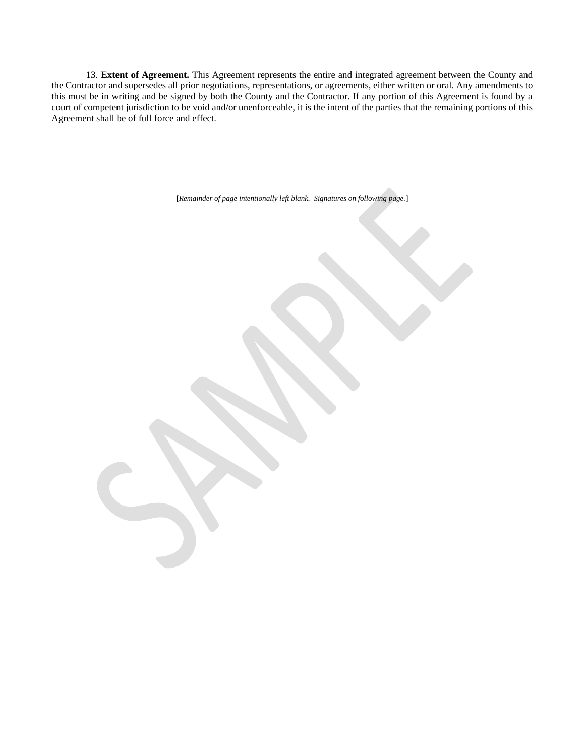13. **Extent of Agreement.** This Agreement represents the entire and integrated agreement between the County and the Contractor and supersedes all prior negotiations, representations, or agreements, either written or oral. Any amendments to this must be in writing and be signed by both the County and the Contractor. If any portion of this Agreement is found by a court of competent jurisdiction to be void and/or unenforceable, it is the intent of the parties that the remaining portions of this Agreement shall be of full force and effect.

[*Remainder of page intentionally left blank. Signatures on following page.*]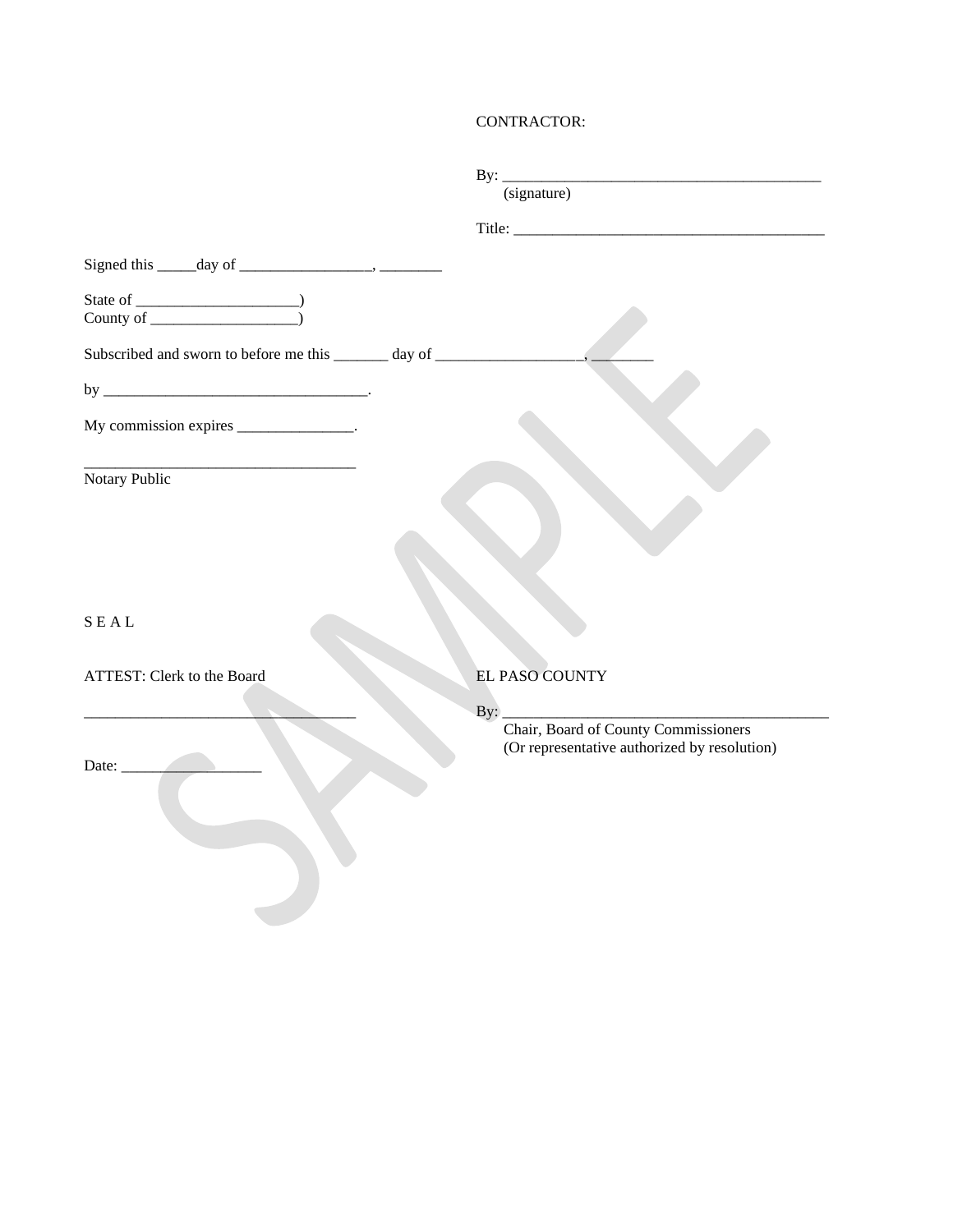CONTRACTOR:

By: ________________________________________
(signature)

Title: ______________________________________

Signed this _____day of _________________, ________

State of _____________________)
County of ___________________)

Subscribed and sworn to before me this _______ day of ___________________, ________

by ___________________________________.

My commission expires _______________.

___________________________________
Notary Public

S E A L

ATTEST: Clerk to the Board

___________________________________

Date: __________________

EL PASO COUNTY

By: ________________________________________
Chair, Board of County Commissioners
(Or representative authorized by resolution)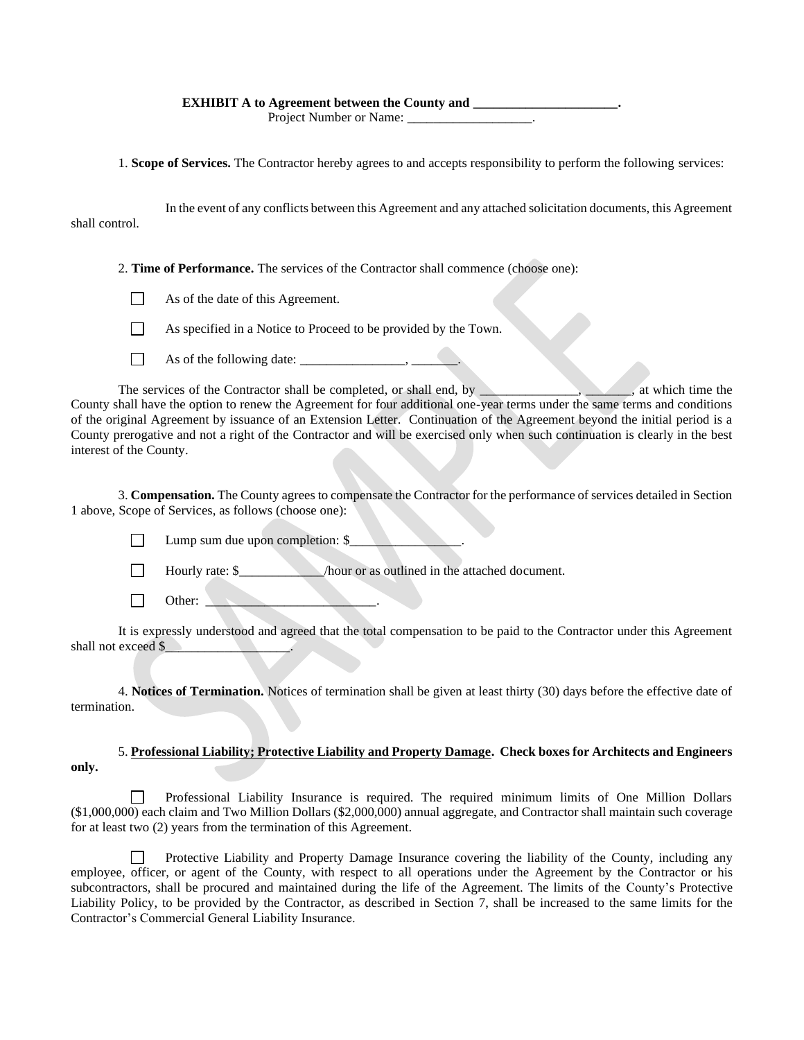**EXHIBIT A to Agreement between the County and ______________________.**
Project Number or Name: ___________________.

1. **Scope of Services.** The Contractor hereby agrees to and accepts responsibility to perform the following services:

In the event of any conflicts between this Agreement and any attached solicitation documents, this Agreement shall control.

2. **Time of Performance.** The services of the Contractor shall commence (choose one):

☐ As of the date of this Agreement.

☐ As specified in a Notice to Proceed to be provided by the Town.

☐ As of the following date: ________________, _______.

The services of the Contractor shall be completed, or shall end, by _______________, _______, at which time the County shall have the option to renew the Agreement for four additional one-year terms under the same terms and conditions of the original Agreement by issuance of an Extension Letter. Continuation of the Agreement beyond the initial period is a County prerogative and not a right of the Contractor and will be exercised only when such continuation is clearly in the best interest of the County.

3. **Compensation.** The County agrees to compensate the Contractor for the performance of services detailed in Section 1 above, Scope of Services, as follows (choose one):

☐ Lump sum due upon completion: $________________.

☐ Hourly rate: $_____________/hour or as outlined in the attached document.

☐ Other: __________________________.

It is expressly understood and agreed that the total compensation to be paid to the Contractor under this Agreement shall not exceed $___________________.

4. **Notices of Termination.** Notices of termination shall be given at least thirty (30) days before the effective date of termination.

5. **Professional Liability; Protective Liability and Property Damage. Check boxes for Architects and Engineers only.**

☐ Professional Liability Insurance is required. The required minimum limits of One Million Dollars ($1,000,000) each claim and Two Million Dollars ($2,000,000) annual aggregate, and Contractor shall maintain such coverage for at least two (2) years from the termination of this Agreement.

☐ Protective Liability and Property Damage Insurance covering the liability of the County, including any employee, officer, or agent of the County, with respect to all operations under the Agreement by the Contractor or his subcontractors, shall be procured and maintained during the life of the Agreement. The limits of the County's Protective Liability Policy, to be provided by the Contractor, as described in Section 7, shall be increased to the same limits for the Contractor's Commercial General Liability Insurance.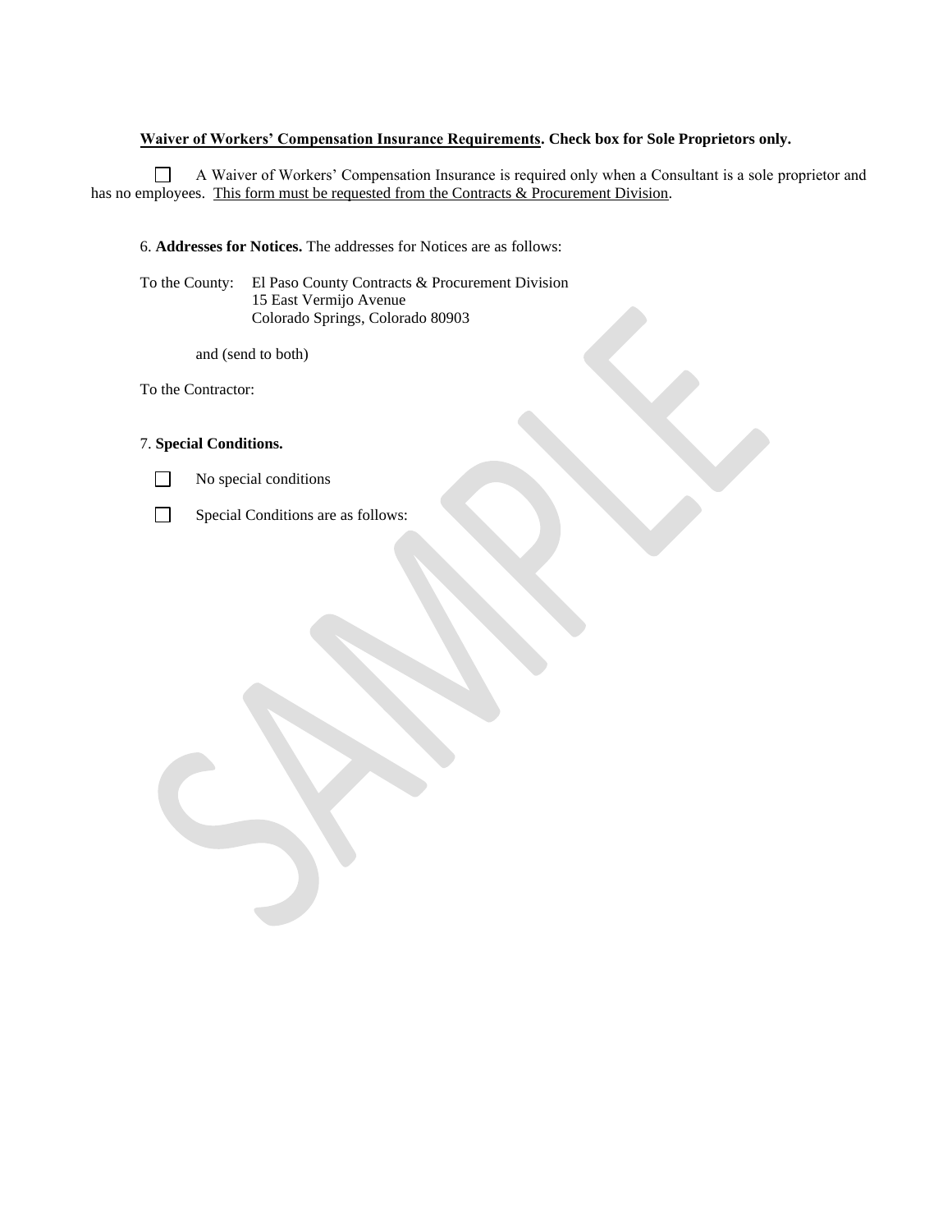**Waiver of Workers' Compensation Insurance Requirements. Check box for Sole Proprietors only.**

☐ A Waiver of Workers' Compensation Insurance is required only when a Consultant is a sole proprietor and has no employees. This form must be requested from the Contracts & Procurement Division.

6. **Addresses for Notices.** The addresses for Notices are as follows:

To the County: El Paso County Contracts & Procurement Division
15 East Vermijo Avenue
Colorado Springs, Colorado 80903

and (send to both)

To the Contractor:

7. **Special Conditions.**

☐ No special conditions

☐ Special Conditions are as follows: